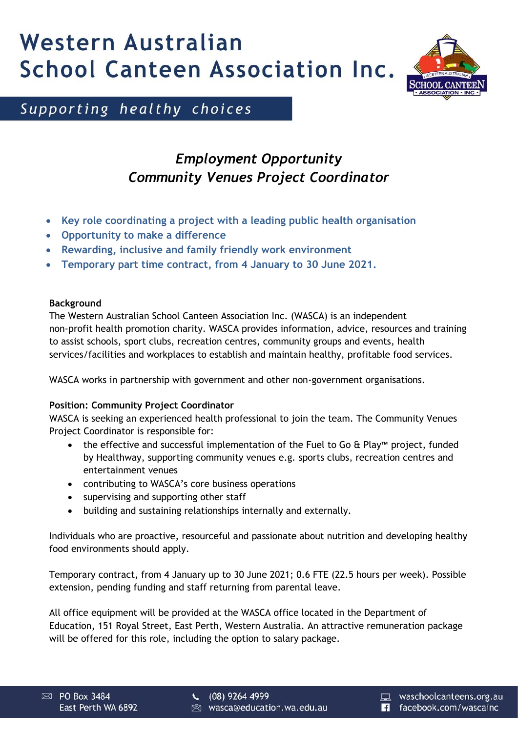# Western Australian School Canteen Association Inc.

*Supporting healthy choices*

## *Employment Opportunity*
## *Community Venues Project Coordinator*

- **Key role coordinating a project with a leading public health organisation**
- **Opportunity to make a difference**
- **Rewarding, inclusive and family friendly work environment**
- **Temporary part time contract, from 4 January to 30 June 2021.**

**Background**

The Western Australian School Canteen Association Inc. (WASCA) is an independent non-profit health promotion charity. WASCA provides information, advice, resources and training to assist schools, sport clubs, recreation centres, community groups and events, health services/facilities and workplaces to establish and maintain healthy, profitable food services.

WASCA works in partnership with government and other non-government organisations.

**Position: Community Project Coordinator**

WASCA is seeking an experienced health professional to join the team. The Community Venues Project Coordinator is responsible for:

- the effective and successful implementation of the Fuel to Go & Play™ project, funded by Healthway, supporting community venues e.g. sports clubs, recreation centres and entertainment venues
- contributing to WASCA's core business operations
- supervising and supporting other staff
- building and sustaining relationships internally and externally.

Individuals who are proactive, resourceful and passionate about nutrition and developing healthy food environments should apply.

Temporary contract, from 4 January up to 30 June 2021; 0.6 FTE (22.5 hours per week). Possible extension, pending funding and staff returning from parental leave.

All office equipment will be provided at the WASCA office located in the Department of Education, 151 Royal Street, East Perth, Western Australia. An attractive remuneration package will be offered for this role, including the option to salary package.

PO Box 3484
East Perth WA 6892

(08) 9264 4999
wasca@education.wa.edu.au

waschoolcanteens.org.au
facebook.com/wascainc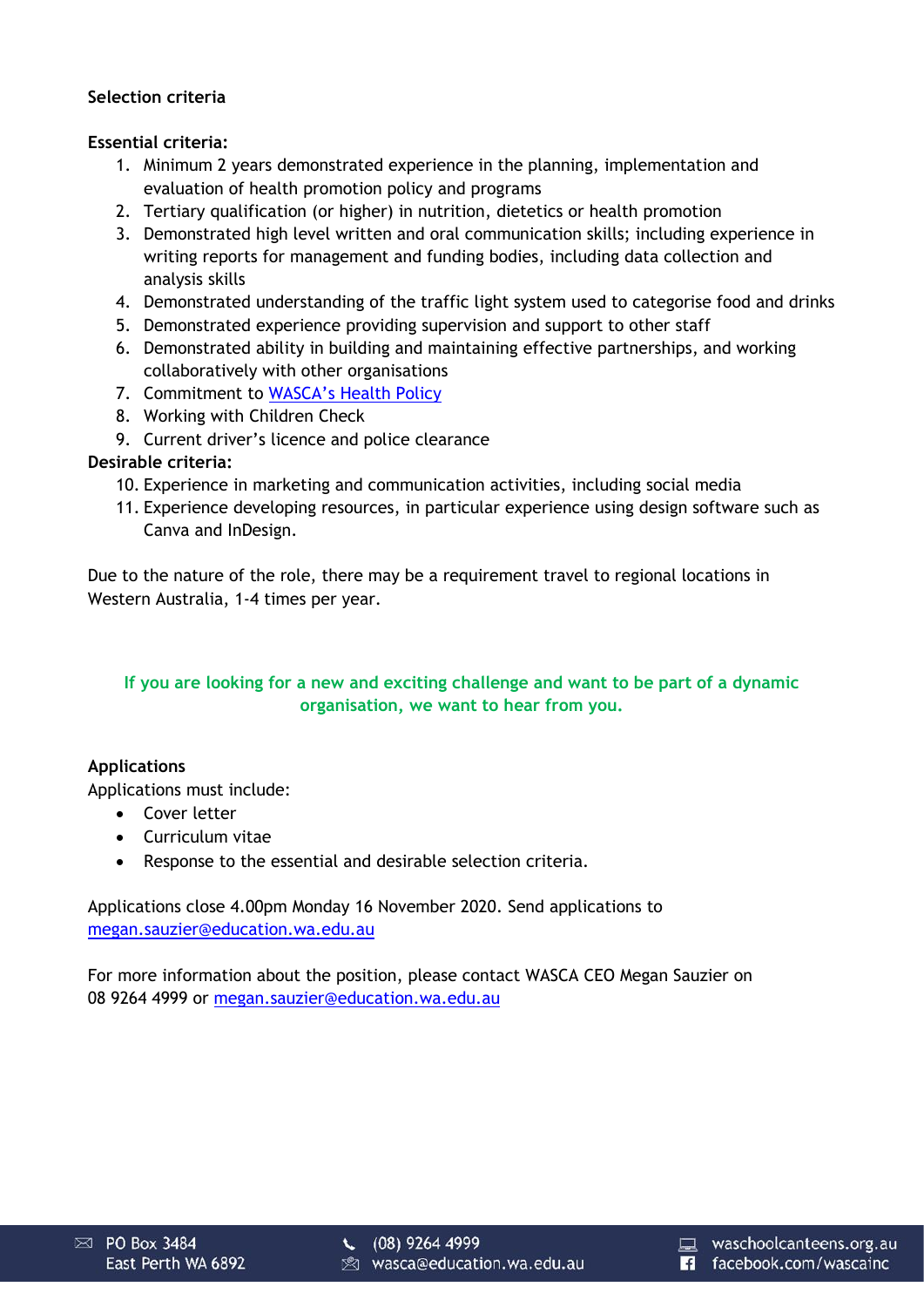**Selection criteria**

**Essential criteria:**

1. Minimum 2 years demonstrated experience in the planning, implementation and evaluation of health promotion policy and programs
2. Tertiary qualification (or higher) in nutrition, dietetics or health promotion
3. Demonstrated high level written and oral communication skills; including experience in writing reports for management and funding bodies, including data collection and analysis skills
4. Demonstrated understanding of the traffic light system used to categorise food and drinks
5. Demonstrated experience providing supervision and support to other staff
6. Demonstrated ability in building and maintaining effective partnerships, and working collaboratively with other organisations
7. Commitment to WASCA's Health Policy
8. Working with Children Check
9. Current driver's licence and police clearance

**Desirable criteria:**

10. Experience in marketing and communication activities, including social media
11. Experience developing resources, in particular experience using design software such as Canva and InDesign.

Due to the nature of the role, there may be a requirement travel to regional locations in Western Australia, 1-4 times per year.

**If you are looking for a new and exciting challenge and want to be part of a dynamic organisation, we want to hear from you.**

**Applications**

Applications must include:

- Cover letter
- Curriculum vitae
- Response to the essential and desirable selection criteria.

Applications close 4.00pm Monday 16 November 2020. Send applications to megan.sauzier@education.wa.edu.au

For more information about the position, please contact WASCA CEO Megan Sauzier on 08 9264 4999 or megan.sauzier@education.wa.edu.au

PO Box 3484
East Perth WA 6892

(08) 9264 4999
wasca@education.wa.edu.au

waschoolcanteens.org.au
facebook.com/wascainc